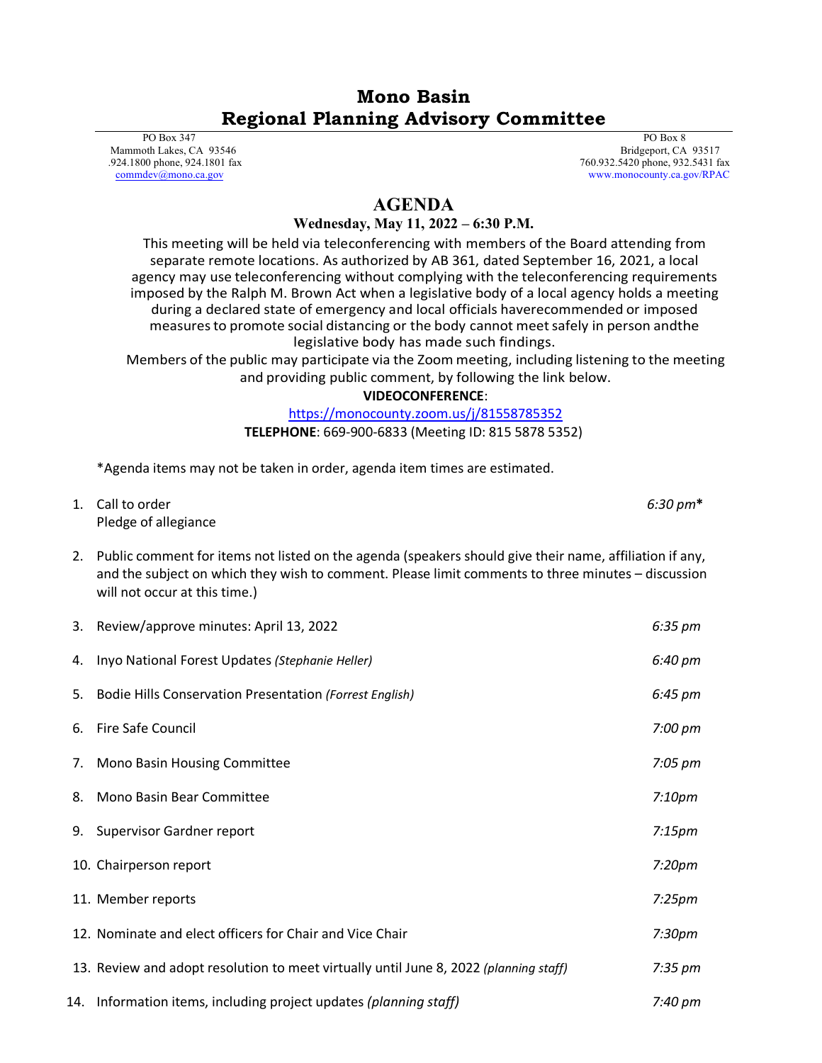# Mono Basin
# Regional Planning Advisory Committee

PO Box 347
Mammoth Lakes, CA 93546
.924.1800 phone, 924.1801 fax
commdev@mono.ca.gov

PO Box 8
Bridgeport, CA 93517
760.932.5420 phone, 932.5431 fax
www.monocounty.ca.gov/RPAC

## AGENDA

**Wednesday, May 11, 2022 – 6:30 P.M.**

This meeting will be held via teleconferencing with members of the Board attending from separate remote locations. As authorized by AB 361, dated September 16, 2021, a local agency may use teleconferencing without complying with the teleconferencing requirements imposed by the Ralph M. Brown Act when a legislative body of a local agency holds a meeting during a declared state of emergency and local officials haverecommended or imposed measures to promote social distancing or the body cannot meet safely in person andthe legislative body has made such findings.

Members of the public may participate via the Zoom meeting, including listening to the meeting and providing public comment, by following the link below.

**VIDEOCONFERENCE**:

https://monocounty.zoom.us/j/81558785352

**TELEPHONE**: 669-900-6833 (Meeting ID: 815 5878 5352)

*Agenda items may not be taken in order, agenda item times are estimated.

1. Call to order — *6:30 pm****
   Pledge of allegiance
2. Public comment for items not listed on the agenda (speakers should give their name, affiliation if any, and the subject on which they wish to comment. Please limit comments to three minutes – discussion will not occur at this time.)
3. Review/approve minutes: April 13, 2022 — *6:35 pm*
4. Inyo National Forest Updates *(Stephanie Heller)* — *6:40 pm*
5. Bodie Hills Conservation Presentation *(Forrest English)* — *6:45 pm*
6. Fire Safe Council — *7:00 pm*
7. Mono Basin Housing Committee — *7:05 pm*
8. Mono Basin Bear Committee — *7:10pm*
9. Supervisor Gardner report — *7:15pm*
10. Chairperson report — *7:20pm*
11. Member reports — *7:25pm*
12. Nominate and elect officers for Chair and Vice Chair — *7:30pm*
13. Review and adopt resolution to meet virtually until June 8, 2022 *(planning staff)* — *7:35 pm*
14. Information items, including project updates *(planning staff)* — *7:40 pm*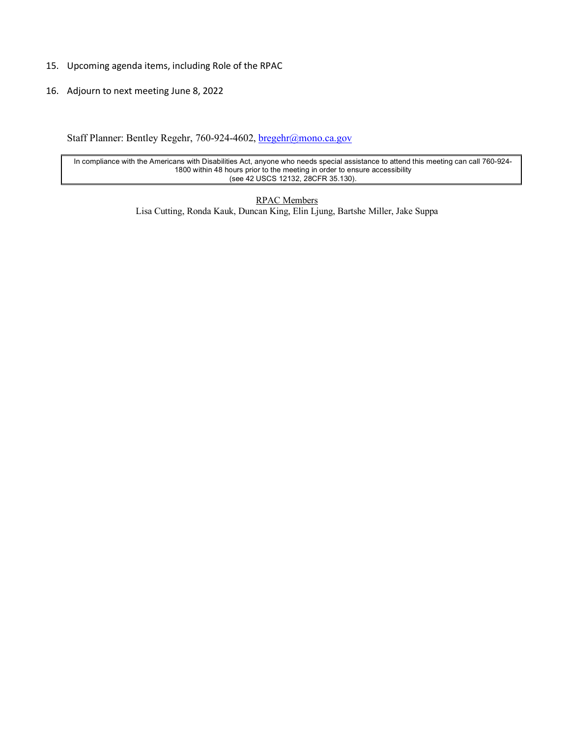15. Upcoming agenda items, including Role of the RPAC

16. Adjourn to next meeting June 8, 2022

Staff Planner: Bentley Regehr, 760-924-4602, bregehr@mono.ca.gov

> In compliance with the Americans with Disabilities Act, anyone who needs special assistance to attend this meeting can call 760-924-1800 within 48 hours prior to the meeting in order to ensure accessibility (see 42 USCS 12132, 28CFR 35.130).

RPAC Members

Lisa Cutting, Ronda Kauk, Duncan King, Elin Ljung, Bartshe Miller, Jake Suppa